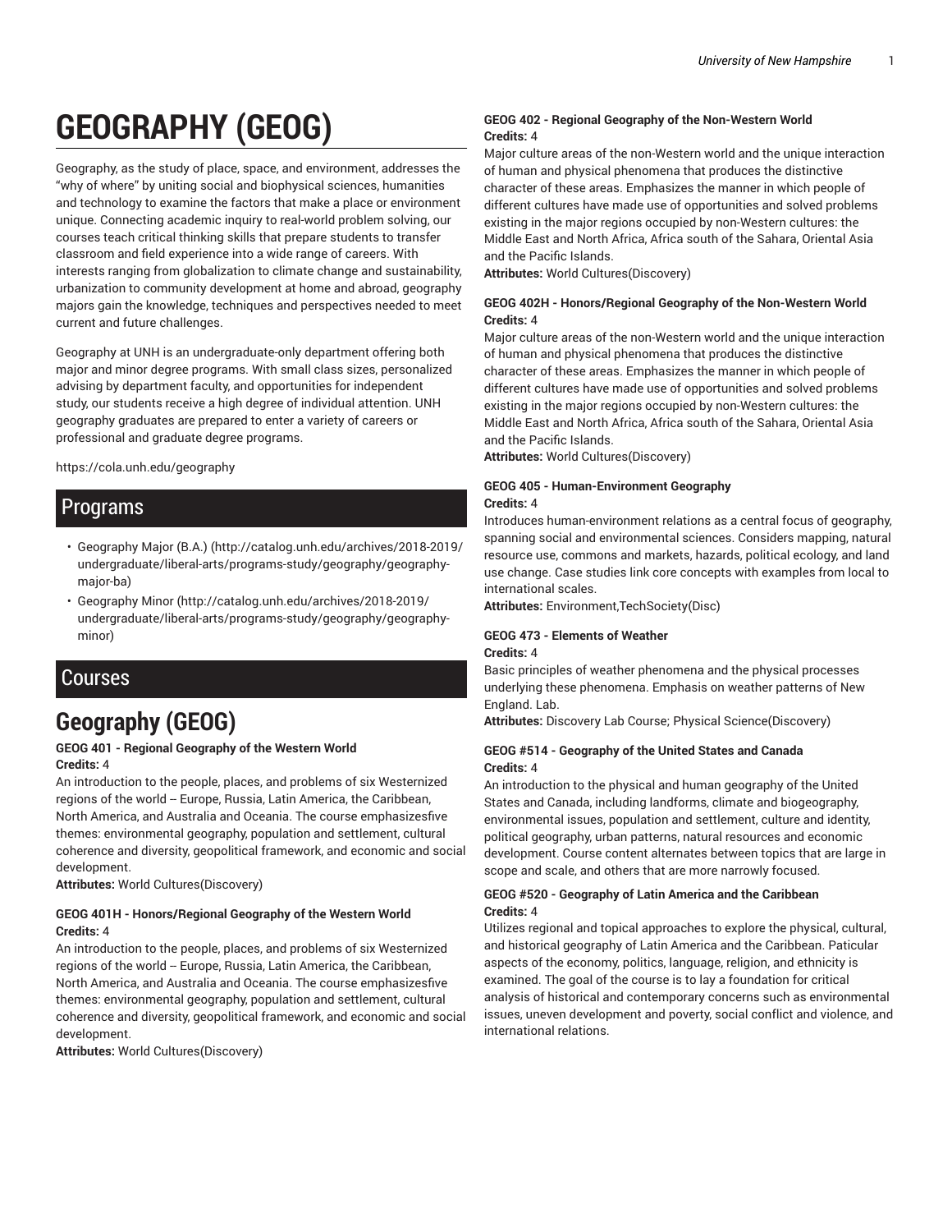# GEOGRAPHY (GEOG)

Geography, as the study of place, space, and environment, addresses the "why of where" by uniting social and biophysical sciences, humanities and technology to examine the factors that make a place or environment unique. Connecting academic inquiry to real-world problem solving, our courses teach critical thinking skills that prepare students to transfer classroom and field experience into a wide range of careers. With interests ranging from globalization to climate change and sustainability, urbanization to community development at home and abroad, geography majors gain the knowledge, techniques and perspectives needed to meet current and future challenges.

Geography at UNH is an undergraduate-only department offering both major and minor degree programs. With small class sizes, personalized advising by department faculty, and opportunities for independent study, our students receive a high degree of individual attention. UNH geography graduates are prepared to enter a variety of careers or professional and graduate degree programs.

https://cola.unh.edu/geography

## Programs

- Geography Major (B.A.) (http://catalog.unh.edu/archives/2018-2019/undergraduate/liberal-arts/programs-study/geography/geography-major-ba)
- Geography Minor (http://catalog.unh.edu/archives/2018-2019/undergraduate/liberal-arts/programs-study/geography/geography-minor)

## Courses

# Geography (GEOG)

**GEOG 401 - Regional Geography of the Western World**
**Credits:** 4

An introduction to the people, places, and problems of six Westernized regions of the world -- Europe, Russia, Latin America, the Caribbean, North America, and Australia and Oceania. The course emphasizesfive themes: environmental geography, population and settlement, cultural coherence and diversity, geopolitical framework, and economic and social development.

**Attributes:** World Cultures(Discovery)

**GEOG 401H - Honors/Regional Geography of the Western World**
**Credits:** 4

An introduction to the people, places, and problems of six Westernized regions of the world -- Europe, Russia, Latin America, the Caribbean, North America, and Australia and Oceania. The course emphasizesfive themes: environmental geography, population and settlement, cultural coherence and diversity, geopolitical framework, and economic and social development.

**Attributes:** World Cultures(Discovery)

**GEOG 402 - Regional Geography of the Non-Western World**
**Credits:** 4

Major culture areas of the non-Western world and the unique interaction of human and physical phenomena that produces the distinctive character of these areas. Emphasizes the manner in which people of different cultures have made use of opportunities and solved problems existing in the major regions occupied by non-Western cultures: the Middle East and North Africa, Africa south of the Sahara, Oriental Asia and the Pacific Islands.

**Attributes:** World Cultures(Discovery)

**GEOG 402H - Honors/Regional Geography of the Non-Western World**
**Credits:** 4

Major culture areas of the non-Western world and the unique interaction of human and physical phenomena that produces the distinctive character of these areas. Emphasizes the manner in which people of different cultures have made use of opportunities and solved problems existing in the major regions occupied by non-Western cultures: the Middle East and North Africa, Africa south of the Sahara, Oriental Asia and the Pacific Islands.

**Attributes:** World Cultures(Discovery)

**GEOG 405 - Human-Environment Geography**
**Credits:** 4

Introduces human-environment relations as a central focus of geography, spanning social and environmental sciences. Considers mapping, natural resource use, commons and markets, hazards, political ecology, and land use change. Case studies link core concepts with examples from local to international scales.

**Attributes:** Environment,TechSociety(Disc)

**GEOG 473 - Elements of Weather**
**Credits:** 4

Basic principles of weather phenomena and the physical processes underlying these phenomena. Emphasis on weather patterns of New England. Lab.

**Attributes:** Discovery Lab Course; Physical Science(Discovery)

**GEOG #514 - Geography of the United States and Canada**
**Credits:** 4

An introduction to the physical and human geography of the United States and Canada, including landforms, climate and biogeography, environmental issues, population and settlement, culture and identity, political geography, urban patterns, natural resources and economic development. Course content alternates between topics that are large in scope and scale, and others that are more narrowly focused.

**GEOG #520 - Geography of Latin America and the Caribbean**
**Credits:** 4

Utilizes regional and topical approaches to explore the physical, cultural, and historical geography of Latin America and the Caribbean. Paticular aspects of the economy, politics, language, religion, and ethnicity is examined. The goal of the course is to lay a foundation for critical analysis of historical and contemporary concerns such as environmental issues, uneven development and poverty, social conflict and violence, and international relations.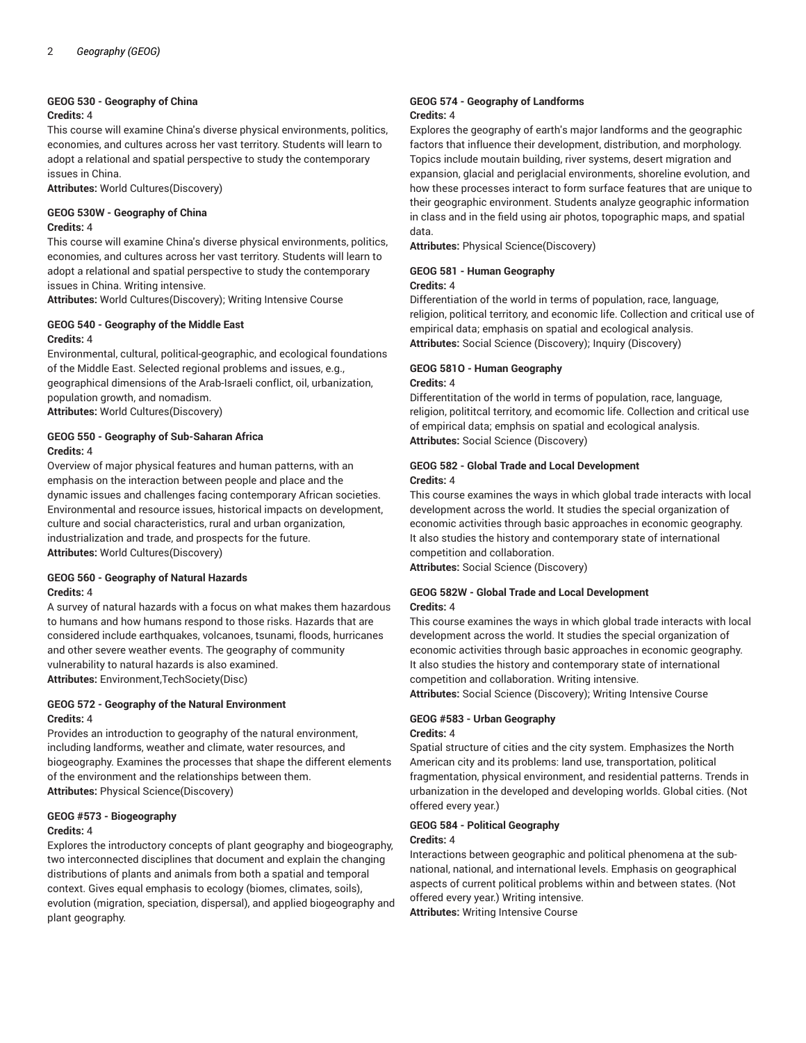### GEOG 530 - Geography of China

**Credits:** 4

This course will examine China's diverse physical environments, politics, economies, and cultures across her vast territory. Students will learn to adopt a relational and spatial perspective to study the contemporary issues in China.

**Attributes:** World Cultures(Discovery)

### GEOG 530W - Geography of China

**Credits:** 4

This course will examine China's diverse physical environments, politics, economies, and cultures across her vast territory. Students will learn to adopt a relational and spatial perspective to study the contemporary issues in China. Writing intensive.

**Attributes:** World Cultures(Discovery); Writing Intensive Course

### GEOG 540 - Geography of the Middle East

**Credits:** 4

Environmental, cultural, political-geographic, and ecological foundations of the Middle East. Selected regional problems and issues, e.g., geographical dimensions of the Arab-Israeli conflict, oil, urbanization, population growth, and nomadism.

**Attributes:** World Cultures(Discovery)

### GEOG 550 - Geography of Sub-Saharan Africa

**Credits:** 4

Overview of major physical features and human patterns, with an emphasis on the interaction between people and place and the dynamic issues and challenges facing contemporary African societies. Environmental and resource issues, historical impacts on development, culture and social characteristics, rural and urban organization, industrialization and trade, and prospects for the future.

**Attributes:** World Cultures(Discovery)

### GEOG 560 - Geography of Natural Hazards

**Credits:** 4

A survey of natural hazards with a focus on what makes them hazardous to humans and how humans respond to those risks. Hazards that are considered include earthquakes, volcanoes, tsunami, floods, hurricanes and other severe weather events. The geography of community vulnerability to natural hazards is also examined.

**Attributes:** Environment,TechSociety(Disc)

### GEOG 572 - Geography of the Natural Environment

**Credits:** 4

Provides an introduction to geography of the natural environment, including landforms, weather and climate, water resources, and biogeography. Examines the processes that shape the different elements of the environment and the relationships between them.

**Attributes:** Physical Science(Discovery)

### GEOG #573 - Biogeography

**Credits:** 4

Explores the introductory concepts of plant geography and biogeography, two interconnected disciplines that document and explain the changing distributions of plants and animals from both a spatial and temporal context. Gives equal emphasis to ecology (biomes, climates, soils), evolution (migration, speciation, dispersal), and applied biogeography and plant geography.

### GEOG 574 - Geography of Landforms

**Credits:** 4

Explores the geography of earth's major landforms and the geographic factors that influence their development, distribution, and morphology. Topics include moutain building, river systems, desert migration and expansion, glacial and periglacial environments, shoreline evolution, and how these processes interact to form surface features that are unique to their geographic environment. Students analyze geographic information in class and in the field using air photos, topographic maps, and spatial data.

**Attributes:** Physical Science(Discovery)

### GEOG 581 - Human Geography

**Credits:** 4

Differentiation of the world in terms of population, race, language, religion, political territory, and economic life. Collection and critical use of empirical data; emphasis on spatial and ecological analysis.

**Attributes:** Social Science (Discovery); Inquiry (Discovery)

### GEOG 581O - Human Geography

**Credits:** 4

Differentitation of the world in terms of population, race, language, religion, polititcal territory, and ecomomic life. Collection and critical use of empirical data; emphsis on spatial and ecological analysis.

**Attributes:** Social Science (Discovery)

### GEOG 582 - Global Trade and Local Development

**Credits:** 4

This course examines the ways in which global trade interacts with local development across the world. It studies the special organization of economic activities through basic approaches in economic geography. It also studies the history and contemporary state of international competition and collaboration.

**Attributes:** Social Science (Discovery)

### GEOG 582W - Global Trade and Local Development

**Credits:** 4

This course examines the ways in which global trade interacts with local development across the world. It studies the special organization of economic activities through basic approaches in economic geography. It also studies the history and contemporary state of international competition and collaboration. Writing intensive.

**Attributes:** Social Science (Discovery); Writing Intensive Course

### GEOG #583 - Urban Geography

**Credits:** 4

Spatial structure of cities and the city system. Emphasizes the North American city and its problems: land use, transportation, political fragmentation, physical environment, and residential patterns. Trends in urbanization in the developed and developing worlds. Global cities. (Not offered every year.)

### GEOG 584 - Political Geography

**Credits:** 4

Interactions between geographic and political phenomena at the sub-national, national, and international levels. Emphasis on geographical aspects of current political problems within and between states. (Not offered every year.) Writing intensive.

**Attributes:** Writing Intensive Course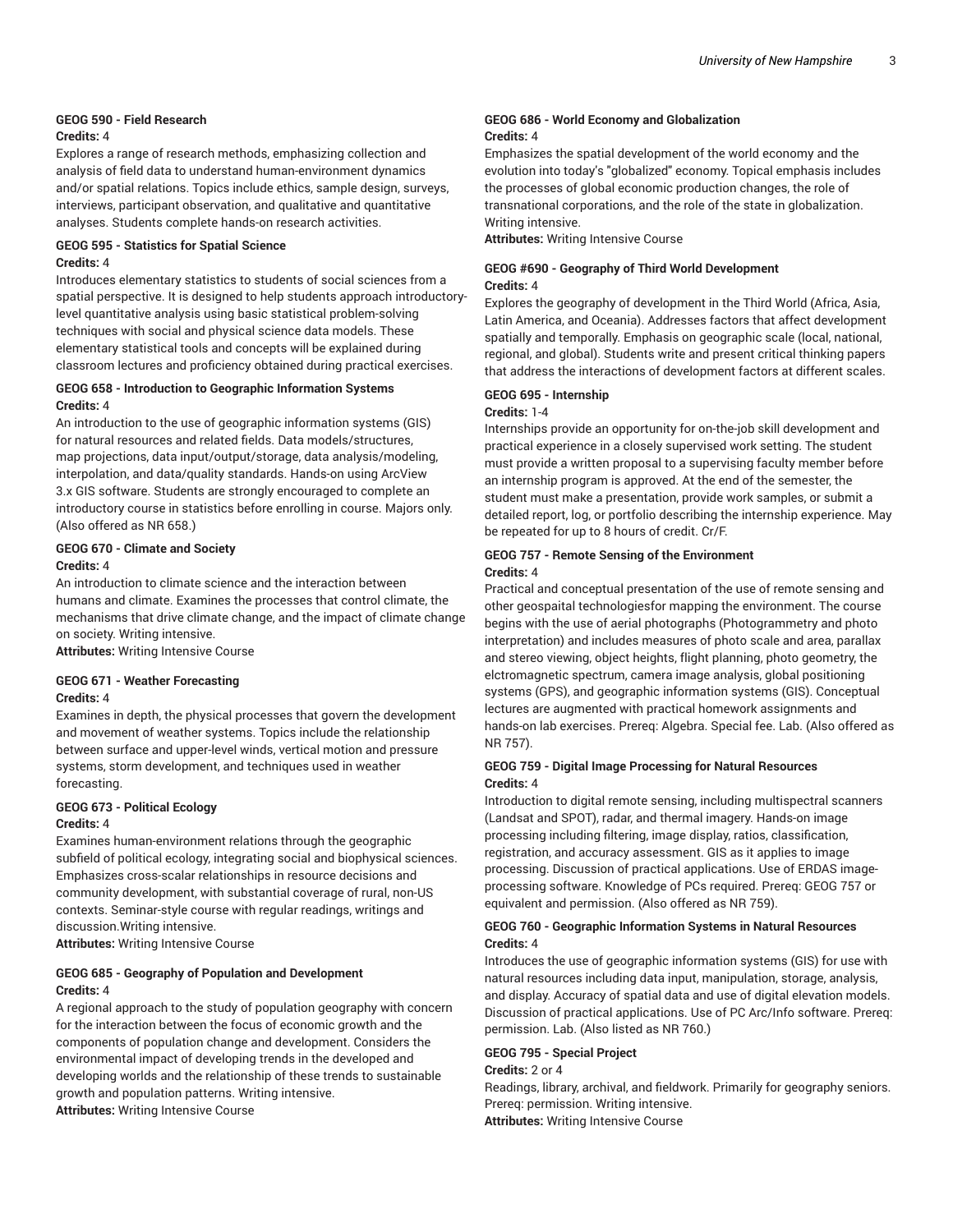#### GEOG 590 - Field Research

**Credits:** 4

Explores a range of research methods, emphasizing collection and analysis of field data to understand human-environment dynamics and/or spatial relations. Topics include ethics, sample design, surveys, interviews, participant observation, and qualitative and quantitative analyses. Students complete hands-on research activities.

#### GEOG 595 - Statistics for Spatial Science

**Credits:** 4

Introduces elementary statistics to students of social sciences from a spatial perspective. It is designed to help students approach introductory-level quantitative analysis using basic statistical problem-solving techniques with social and physical science data models. These elementary statistical tools and concepts will be explained during classroom lectures and proficiency obtained during practical exercises.

#### GEOG 658 - Introduction to Geographic Information Systems

**Credits:** 4

An introduction to the use of geographic information systems (GIS) for natural resources and related fields. Data models/structures, map projections, data input/output/storage, data analysis/modeling, interpolation, and data/quality standards. Hands-on using ArcView 3.x GIS software. Students are strongly encouraged to complete an introductory course in statistics before enrolling in course. Majors only. (Also offered as NR 658.)

#### GEOG 670 - Climate and Society

**Credits:** 4

An introduction to climate science and the interaction between humans and climate. Examines the processes that control climate, the mechanisms that drive climate change, and the impact of climate change on society. Writing intensive.

**Attributes:** Writing Intensive Course

#### GEOG 671 - Weather Forecasting

**Credits:** 4

Examines in depth, the physical processes that govern the development and movement of weather systems. Topics include the relationship between surface and upper-level winds, vertical motion and pressure systems, storm development, and techniques used in weather forecasting.

#### GEOG 673 - Political Ecology

**Credits:** 4

Examines human-environment relations through the geographic subfield of political ecology, integrating social and biophysical sciences. Emphasizes cross-scalar relationships in resource decisions and community development, with substantial coverage of rural, non-US contexts. Seminar-style course with regular readings, writings and discussion.Writing intensive.

**Attributes:** Writing Intensive Course

#### GEOG 685 - Geography of Population and Development

**Credits:** 4

A regional approach to the study of population geography with concern for the interaction between the focus of economic growth and the components of population change and development. Considers the environmental impact of developing trends in the developed and developing worlds and the relationship of these trends to sustainable growth and population patterns. Writing intensive.

**Attributes:** Writing Intensive Course

#### GEOG 686 - World Economy and Globalization

**Credits:** 4

Emphasizes the spatial development of the world economy and the evolution into today's "globalized" economy. Topical emphasis includes the processes of global economic production changes, the role of transnational corporations, and the role of the state in globalization. Writing intensive.

**Attributes:** Writing Intensive Course

#### GEOG #690 - Geography of Third World Development

**Credits:** 4

Explores the geography of development in the Third World (Africa, Asia, Latin America, and Oceania). Addresses factors that affect development spatially and temporally. Emphasis on geographic scale (local, national, regional, and global). Students write and present critical thinking papers that address the interactions of development factors at different scales.

#### GEOG 695 - Internship

**Credits:** 1-4

Internships provide an opportunity for on-the-job skill development and practical experience in a closely supervised work setting. The student must provide a written proposal to a supervising faculty member before an internship program is approved. At the end of the semester, the student must make a presentation, provide work samples, or submit a detailed report, log, or portfolio describing the internship experience. May be repeated for up to 8 hours of credit. Cr/F.

#### GEOG 757 - Remote Sensing of the Environment

**Credits:** 4

Practical and conceptual presentation of the use of remote sensing and other geospaital technologiesfor mapping the environment. The course begins with the use of aerial photographs (Photogrammetry and photo interpretation) and includes measures of photo scale and area, parallax and stereo viewing, object heights, flight planning, photo geometry, the elctromagnetic spectrum, camera image analysis, global positioning systems (GPS), and geographic information systems (GIS). Conceptual lectures are augmented with practical homework assignments and hands-on lab exercises. Prereq: Algebra. Special fee. Lab. (Also offered as NR 757).

#### GEOG 759 - Digital Image Processing for Natural Resources

**Credits:** 4

Introduction to digital remote sensing, including multispectral scanners (Landsat and SPOT), radar, and thermal imagery. Hands-on image processing including filtering, image display, ratios, classification, registration, and accuracy assessment. GIS as it applies to image processing. Discussion of practical applications. Use of ERDAS image-processing software. Knowledge of PCs required. Prereq: GEOG 757 or equivalent and permission. (Also offered as NR 759).

#### GEOG 760 - Geographic Information Systems in Natural Resources

**Credits:** 4

Introduces the use of geographic information systems (GIS) for use with natural resources including data input, manipulation, storage, analysis, and display. Accuracy of spatial data and use of digital elevation models. Discussion of practical applications. Use of PC Arc/Info software. Prereq: permission. Lab. (Also listed as NR 760.)

#### GEOG 795 - Special Project

**Credits:** 2 or 4

Readings, library, archival, and fieldwork. Primarily for geography seniors. Prereq: permission. Writing intensive.

**Attributes:** Writing Intensive Course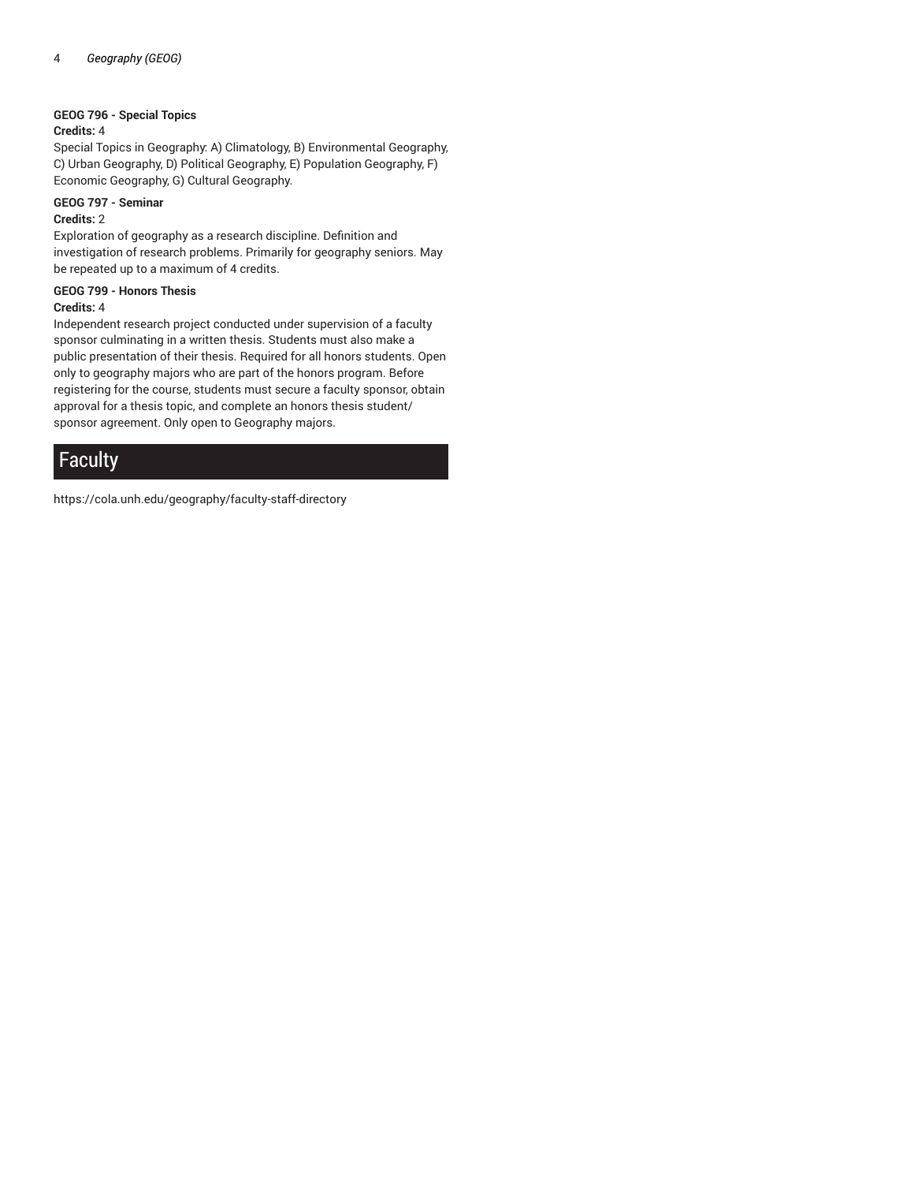**GEOG 796 - Special Topics**

**Credits:** 4

Special Topics in Geography: A) Climatology, B) Environmental Geography, C) Urban Geography, D) Political Geography, E) Population Geography, F) Economic Geography, G) Cultural Geography.

**GEOG 797 - Seminar**

**Credits:** 2

Exploration of geography as a research discipline. Definition and investigation of research problems. Primarily for geography seniors. May be repeated up to a maximum of 4 credits.

**GEOG 799 - Honors Thesis**

**Credits:** 4

Independent research project conducted under supervision of a faculty sponsor culminating in a written thesis. Students must also make a public presentation of their thesis. Required for all honors students. Open only to geography majors who are part of the honors program. Before registering for the course, students must secure a faculty sponsor, obtain approval for a thesis topic, and complete an honors thesis student/sponsor agreement. Only open to Geography majors.

## Faculty

https://cola.unh.edu/geography/faculty-staff-directory